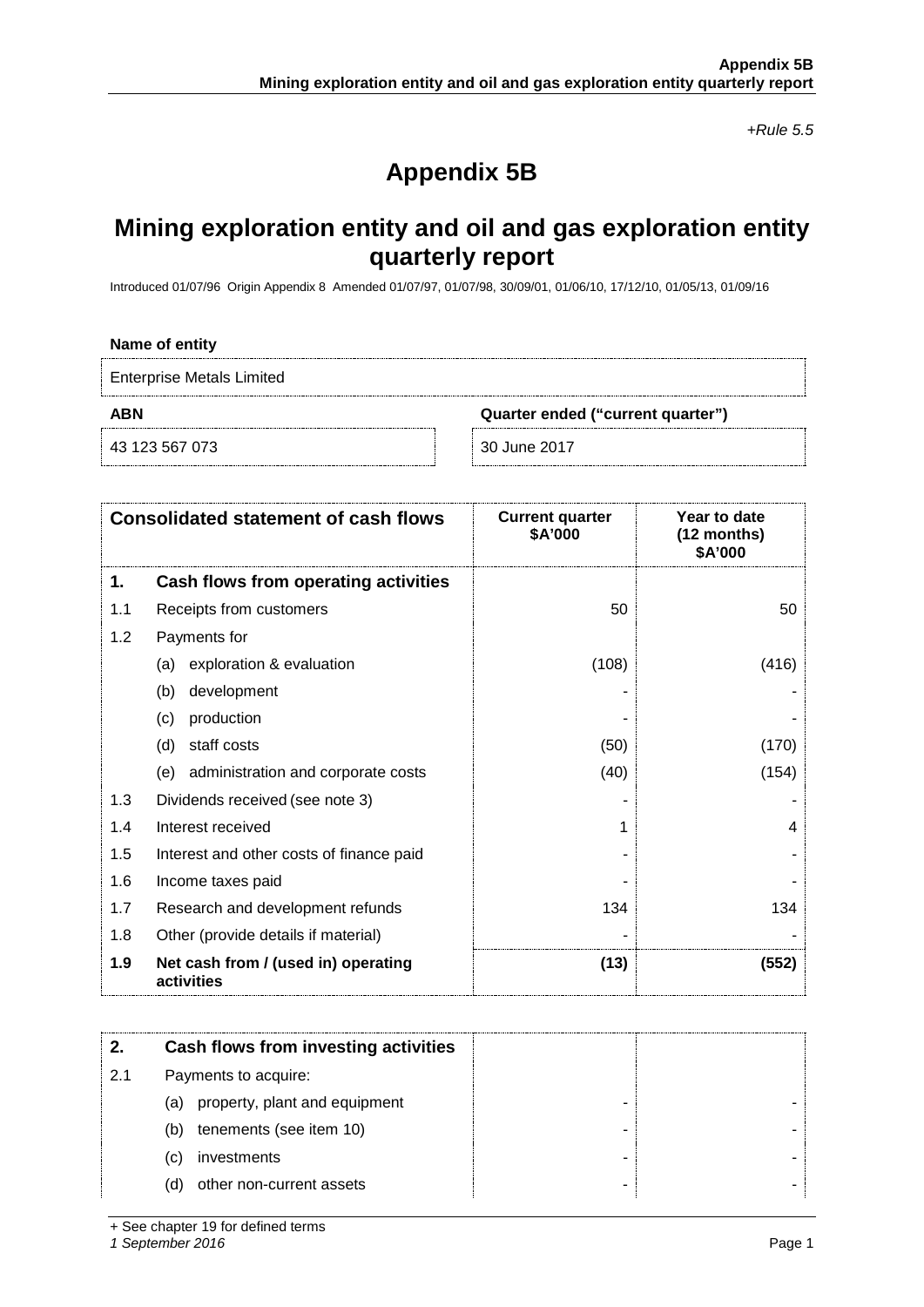*+Rule 5.5*

# Appendix 5B

## Mining exploration entity and oil and gas exploration entity quarterly report

Introduced 01/07/96 Origin Appendix 8 Amended 01/07/97, 01/07/98, 30/09/01, 01/06/10, 17/12/10, 01/05/13, 01/09/16

**Name of entity**

Enterprise Metals Limited

| ABN | Quarter ended ("current quarter") |
|---|---|
| 43 123 567 073 | 30 June 2017 |

| | Consolidated statement of cash flows | Current quarter $A'000 | Year to date (12 months) $A'000 |
|---|---|---|---|
| **1.** | **Cash flows from operating activities** | | |
| 1.1 | Receipts from customers | 50 | 50 |
| 1.2 | Payments for | | |
| | (a) exploration & evaluation | (108) | (416) |
| | (b) development | - | - |
| | (c) production | - | - |
| | (d) staff costs | (50) | (170) |
| | (e) administration and corporate costs | (40) | (154) |
| 1.3 | Dividends received (see note 3) | - | - |
| 1.4 | Interest received | 1 | 4 |
| 1.5 | Interest and other costs of finance paid | - | - |
| 1.6 | Income taxes paid | - | - |
| 1.7 | Research and development refunds | 134 | 134 |
| 1.8 | Other (provide details if material) | - | - |
| **1.9** | **Net cash from / (used in) operating activities** | **(13)** | **(552)** |

| | | | |
|---|---|---|---|
| **2.** | **Cash flows from investing activities** | | |
| 2.1 | Payments to acquire: | | |
| | (a) property, plant and equipment | - | - |
| | (b) tenements (see item 10) | - | - |
| | (c) investments | - | - |
| | (d) other non-current assets | - | - |

+ See chapter 19 for defined terms

*1 September 2016*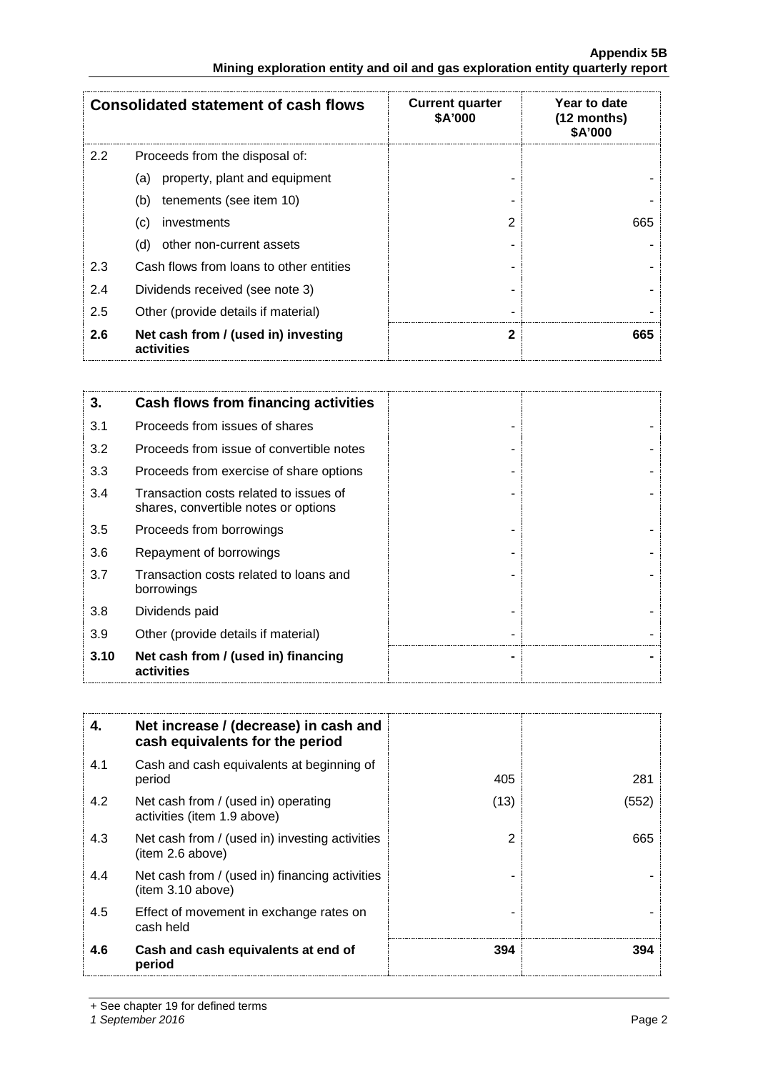| Consolidated statement of cash flows | | Current quarter $A'000 | Year to date (12 months) $A'000 |
|---|---|---|---|
| 2.2 | Proceeds from the disposal of: | | |
| | (a) property, plant and equipment | - | - |
| | (b) tenements (see item 10) | - | - |
| | (c) investments | 2 | 665 |
| | (d) other non-current assets | - | - |
| 2.3 | Cash flows from loans to other entities | - | - |
| 2.4 | Dividends received (see note 3) | - | - |
| 2.5 | Other (provide details if material) | - | - |
| **2.6** | **Net cash from / (used in) investing activities** | **2** | **665** |

| **3.** | **Cash flows from financing activities** | | |
|---|---|---|---|
| 3.1 | Proceeds from issues of shares | - | - |
| 3.2 | Proceeds from issue of convertible notes | - | - |
| 3.3 | Proceeds from exercise of share options | - | - |
| 3.4 | Transaction costs related to issues of shares, convertible notes or options | - | - |
| 3.5 | Proceeds from borrowings | - | - |
| 3.6 | Repayment of borrowings | - | - |
| 3.7 | Transaction costs related to loans and borrowings | - | - |
| 3.8 | Dividends paid | - | - |
| 3.9 | Other (provide details if material) | - | - |
| **3.10** | **Net cash from / (used in) financing activities** | **-** | **-** |

| **4.** | **Net increase / (decrease) in cash and cash equivalents for the period** | | |
|---|---|---|---|
| 4.1 | Cash and cash equivalents at beginning of period | 405 | 281 |
| 4.2 | Net cash from / (used in) operating activities (item 1.9 above) | (13) | (552) |
| 4.3 | Net cash from / (used in) investing activities (item 2.6 above) | 2 | 665 |
| 4.4 | Net cash from / (used in) financing activities (item 3.10 above) | - | - |
| 4.5 | Effect of movement in exchange rates on cash held | - | - |
| **4.6** | **Cash and cash equivalents at end of period** | **394** | **394** |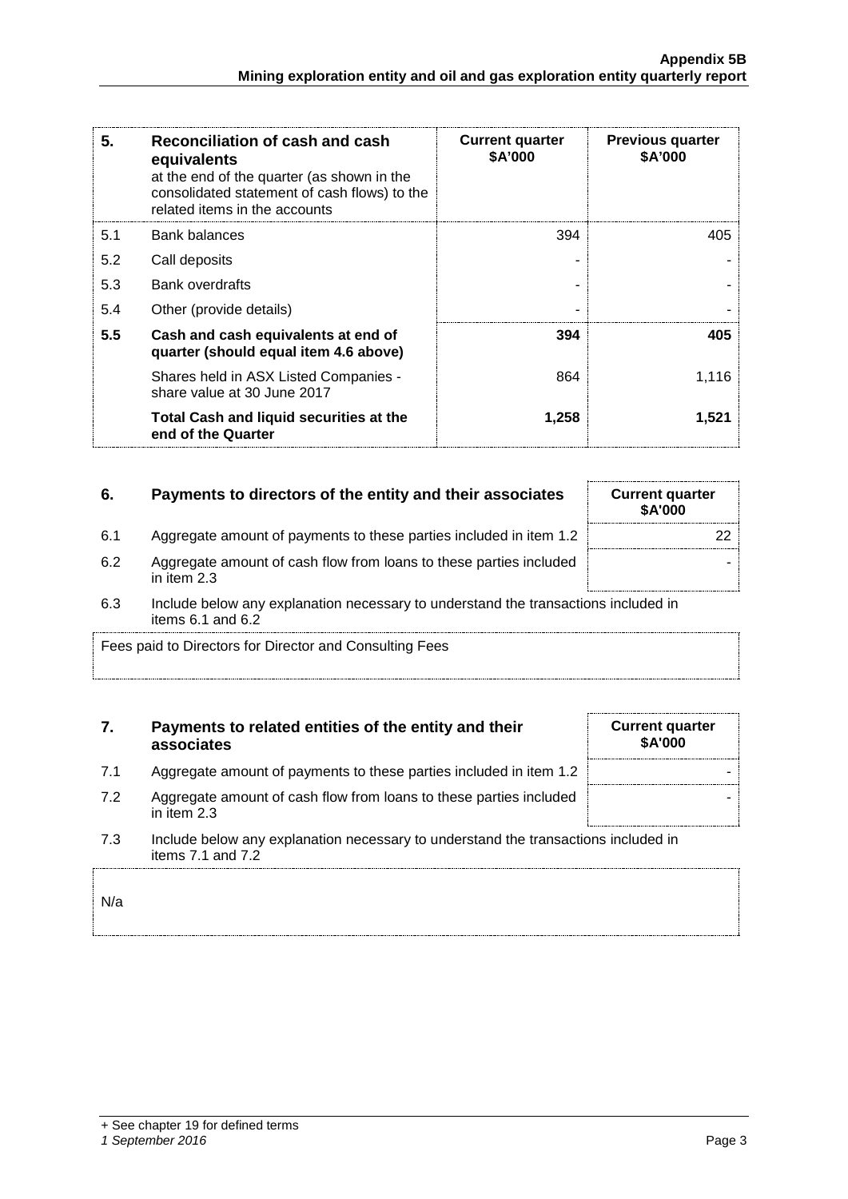| 5. | Reconciliation of cash and cash equivalents at the end of the quarter (as shown in the consolidated statement of cash flows) to the related items in the accounts | Current quarter $A'000 | Previous quarter $A'000 |
|---|---|---|---|
| 5.1 | Bank balances | 394 | 405 |
| 5.2 | Call deposits | - | - |
| 5.3 | Bank overdrafts | - | - |
| 5.4 | Other (provide details) | - | - |
| **5.5** | **Cash and cash equivalents at end of quarter (should equal item 4.6 above)** | **394** | **405** |
| | Shares held in ASX Listed Companies - share value at 30 June 2017 | 864 | 1,116 |
| | **Total Cash and liquid securities at the end of the Quarter** | **1,258** | **1,521** |

| 6. | Payments to directors of the entity and their associates | Current quarter $A'000 |
|---|---|---|
| 6.1 | Aggregate amount of payments to these parties included in item 1.2 | 22 |
| 6.2 | Aggregate amount of cash flow from loans to these parties included in item 2.3 | - |

6.3 Include below any explanation necessary to understand the transactions included in items 6.1 and 6.2

Fees paid to Directors for Director and Consulting Fees

| 7. | Payments to related entities of the entity and their associates | Current quarter $A'000 |
|---|---|---|
| 7.1 | Aggregate amount of payments to these parties included in item 1.2 | - |
| 7.2 | Aggregate amount of cash flow from loans to these parties included in item 2.3 | - |

7.3 Include below any explanation necessary to understand the transactions included in items 7.1 and 7.2

N/a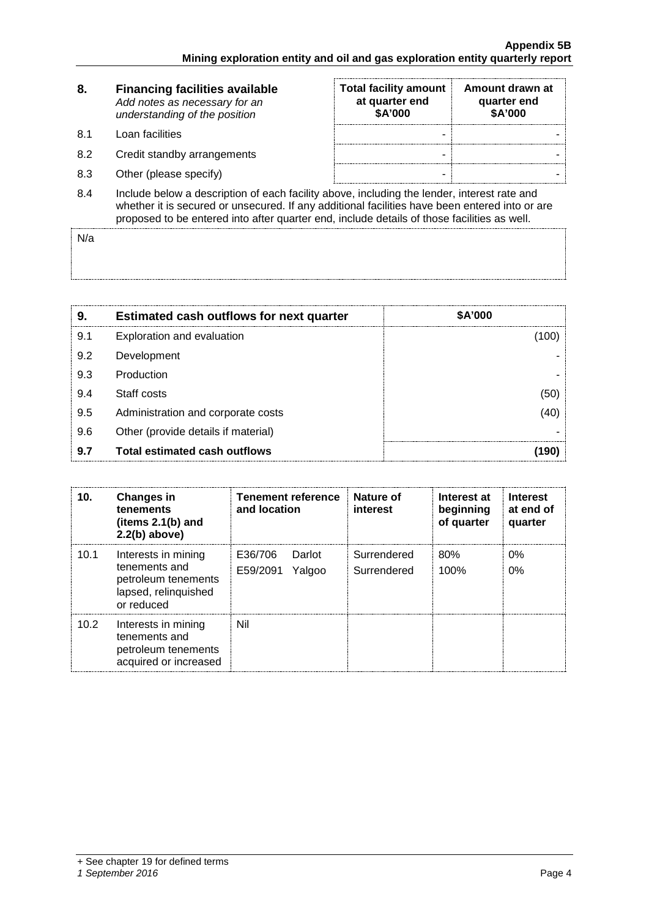| 8. | **Financing facilities available** *Add notes as necessary for an understanding of the position* | **Total facility amount at quarter end $A'000** | **Amount drawn at quarter end $A'000** |
|---|---|---|---|
| 8.1 | Loan facilities | - | - |
| 8.2 | Credit standby arrangements | - | - |
| 8.3 | Other (please specify) | - | - |

8.4 Include below a description of each facility above, including the lender, interest rate and whether it is secured or unsecured. If any additional facilities have been entered into or are proposed to be entered into after quarter end, include details of those facilities as well.

N/a

| 9. | **Estimated cash outflows for next quarter** | **$A'000** |
|---|---|---|
| 9.1 | Exploration and evaluation | (100) |
| 9.2 | Development | - |
| 9.3 | Production | - |
| 9.4 | Staff costs | (50) |
| 9.5 | Administration and corporate costs | (40) |
| 9.6 | Other (provide details if material) | - |
| **9.7** | **Total estimated cash outflows** | **(190)** |

| 10. | **Changes in tenements (items 2.1(b) and 2.2(b) above)** | **Tenement reference and location** | **Nature of interest** | **Interest at beginning of quarter** | **Interest at end of quarter** |
|---|---|---|---|---|---|
| 10.1 | Interests in mining tenements and petroleum tenements lapsed, relinquished or reduced | E36/706 Darlot<br>E59/2091 Yalgoo | Surrendered<br>Surrendered | 80%<br>100% | 0%<br>0% |
| 10.2 | Interests in mining tenements and petroleum tenements acquired or increased | Nil | | | |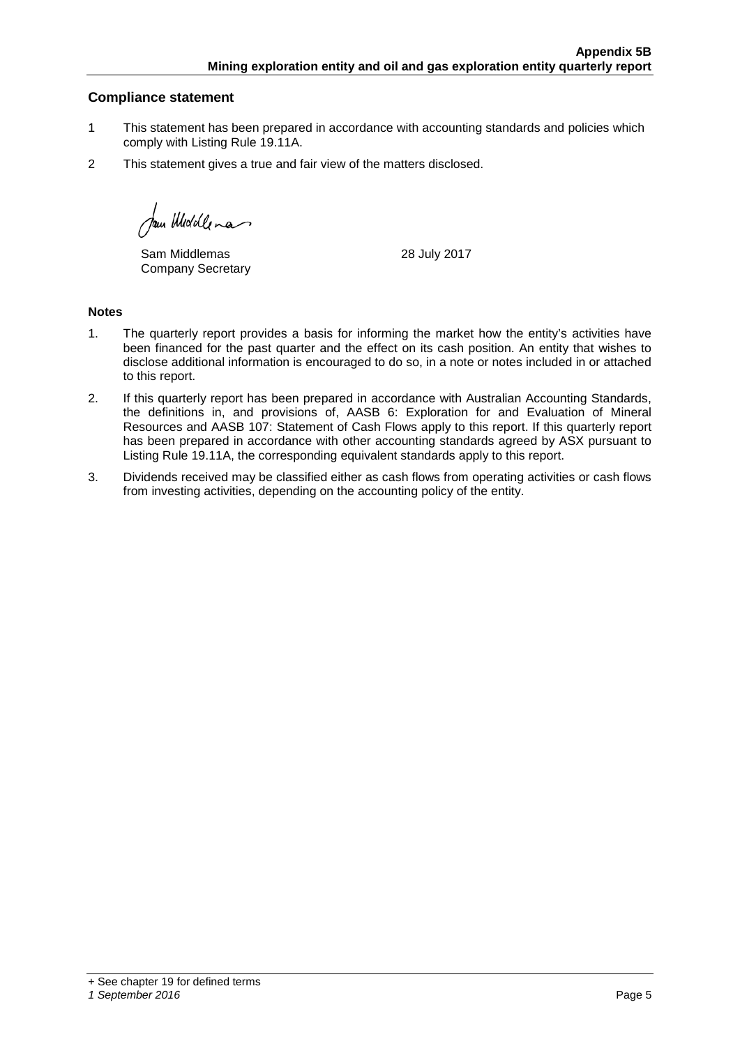## Compliance statement

1 This statement has been prepared in accordance with accounting standards and policies which comply with Listing Rule 19.11A.

2 This statement gives a true and fair view of the matters disclosed.

Sam Middlemas
Company Secretary

28 July 2017

**Notes**

1. The quarterly report provides a basis for informing the market how the entity's activities have been financed for the past quarter and the effect on its cash position. An entity that wishes to disclose additional information is encouraged to do so, in a note or notes included in or attached to this report.

2. If this quarterly report has been prepared in accordance with Australian Accounting Standards, the definitions in, and provisions of, AASB 6: Exploration for and Evaluation of Mineral Resources and AASB 107: Statement of Cash Flows apply to this report. If this quarterly report has been prepared in accordance with other accounting standards agreed by ASX pursuant to Listing Rule 19.11A, the corresponding equivalent standards apply to this report.

3. Dividends received may be classified either as cash flows from operating activities or cash flows from investing activities, depending on the accounting policy of the entity.